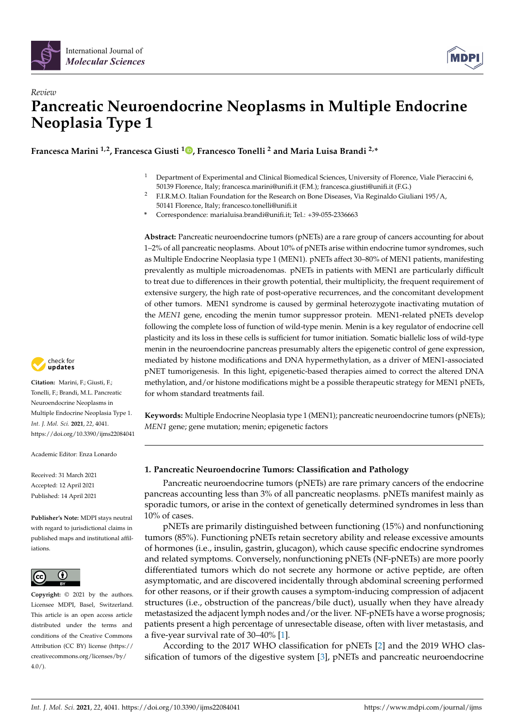*Review*

# Pancreatic Neuroendocrine Neoplasms in Multiple Endocrine Neoplasia Type 1

**Francesca Marini [1,2], Francesca Giusti [1], Francesco Tonelli [2] and Maria Luisa Brandi [2,*]**

[1] Department of Experimental and Clinical Biomedical Sciences, University of Florence, Viale Pieraccini 6, 50139 Florence, Italy; francesca.marini@unifi.it (F.M.); francesca.giusti@unifi.it (F.G.)

[2] F.I.R.M.O. Italian Foundation for the Research on Bone Diseases, Via Reginaldo Giuliani 195/A, 50141 Florence, Italy; francesco.tonelli@unifi.it

\* Correspondence: marialuisa.brandi@unifi.it; Tel.: +39-055-2336663

**Abstract:** Pancreatic neuroendocrine tumors (pNETs) are a rare group of cancers accounting for about 1–2% of all pancreatic neoplasms. About 10% of pNETs arise within endocrine tumor syndromes, such as Multiple Endocrine Neoplasia type 1 (MEN1). pNETs affect 30–80% of MEN1 patients, manifesting prevalently as multiple microadenomas. pNETs in patients with MEN1 are particularly difficult to treat due to differences in their growth potential, their multiplicity, the frequent requirement of extensive surgery, the high rate of post-operative recurrences, and the concomitant development of other tumors. MEN1 syndrome is caused by germinal heterozygote inactivating mutation of the *MEN1* gene, encoding the menin tumor suppressor protein. MEN1-related pNETs develop following the complete loss of function of wild-type menin. Menin is a key regulator of endocrine cell plasticity and its loss in these cells is sufficient for tumor initiation. Somatic biallelic loss of wild-type menin in the neuroendocrine pancreas presumably alters the epigenetic control of gene expression, mediated by histone modifications and DNA hypermethylation, as a driver of MEN1-associated pNET tumorigenesis. In this light, epigenetic-based therapies aimed to correct the altered DNA methylation, and/or histone modifications might be a possible therapeutic strategy for MEN1 pNETs, for whom standard treatments fail.

**Keywords:** Multiple Endocrine Neoplasia type 1 (MEN1); pancreatic neuroendocrine tumors (pNETs); *MEN1* gene; gene mutation; menin; epigenetic factors

**Citation:** Marini, F.; Giusti, F.; Tonelli, F.; Brandi, M.L. Pancreatic Neuroendocrine Neoplasms in Multiple Endocrine Neoplasia Type 1. *Int. J. Mol. Sci.* **2021**, *22*, 4041. https://doi.org/10.3390/ijms22084041

Academic Editor: Enza Lonardo

Received: 31 March 2021
Accepted: 12 April 2021
Published: 14 April 2021

**Publisher's Note:** MDPI stays neutral with regard to jurisdictional claims in published maps and institutional affiliations.

**Copyright:** © 2021 by the authors. Licensee MDPI, Basel, Switzerland. This article is an open access article distributed under the terms and conditions of the Creative Commons Attribution (CC BY) license (https://creativecommons.org/licenses/by/4.0/).

## 1. Pancreatic Neuroendocrine Tumors: Classification and Pathology

Pancreatic neuroendocrine tumors (pNETs) are rare primary cancers of the endocrine pancreas accounting less than 3% of all pancreatic neoplasms. pNETs manifest mainly as sporadic tumors, or arise in the context of genetically determined syndromes in less than 10% of cases.

pNETs are primarily distinguished between functioning (15%) and nonfunctioning tumors (85%). Functioning pNETs retain secretory ability and release excessive amounts of hormones (i.e., insulin, gastrin, glucagon), which cause specific endocrine syndromes and related symptoms. Conversely, nonfunctioning pNETs (NF-pNETs) are more poorly differentiated tumors which do not secrete any hormone or active peptide, are often asymptomatic, and are discovered incidentally through abdominal screening performed for other reasons, or if their growth causes a symptom-inducing compression of adjacent structures (i.e., obstruction of the pancreas/bile duct), usually when they have already metastasized the adjacent lymph nodes and/or the liver. NF-pNETs have a worse prognosis; patients present a high percentage of unresectable disease, often with liver metastasis, and a five-year survival rate of 30–40% [1].

According to the 2017 WHO classification for pNETs [2] and the 2019 WHO classification of tumors of the digestive system [3], pNETs and pancreatic neuroendocrine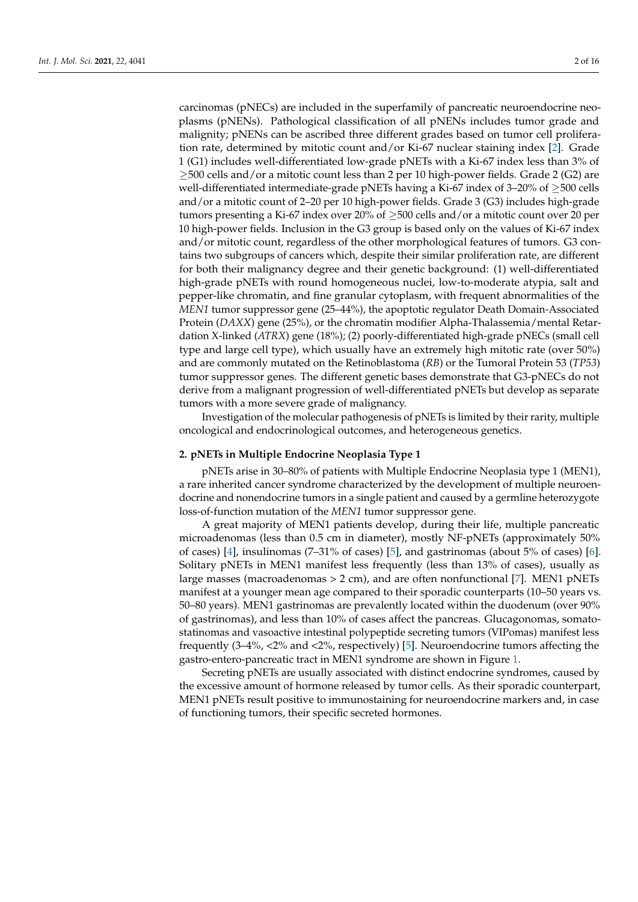carcinomas (pNECs) are included in the superfamily of pancreatic neuroendocrine neoplasms (pNENs). Pathological classification of all pNENs includes tumor grade and malignity; pNENs can be ascribed three different grades based on tumor cell proliferation rate, determined by mitotic count and/or Ki-67 nuclear staining index [2]. Grade 1 (G1) includes well-differentiated low-grade pNETs with a Ki-67 index less than 3% of $\geq$500 cells and/or a mitotic count less than 2 per 10 high-power fields. Grade 2 (G2) are well-differentiated intermediate-grade pNETs having a Ki-67 index of 3–20% of $\geq$500 cells and/or a mitotic count of 2–20 per 10 high-power fields. Grade 3 (G3) includes high-grade tumors presenting a Ki-67 index over 20% of $\geq$500 cells and/or a mitotic count over 20 per 10 high-power fields. Inclusion in the G3 group is based only on the values of Ki-67 index and/or mitotic count, regardless of the other morphological features of tumors. G3 contains two subgroups of cancers which, despite their similar proliferation rate, are different for both their malignancy degree and their genetic background: (1) well-differentiated high-grade pNETs with round homogeneous nuclei, low-to-moderate atypia, salt and pepper-like chromatin, and fine granular cytoplasm, with frequent abnormalities of the *MEN1* tumor suppressor gene (25–44%), the apoptotic regulator Death Domain-Associated Protein (*DAXX*) gene (25%), or the chromatin modifier Alpha-Thalassemia/mental Retardation X-linked (*ATRX*) gene (18%); (2) poorly-differentiated high-grade pNECs (small cell type and large cell type), which usually have an extremely high mitotic rate (over 50%) and are commonly mutated on the Retinoblastoma (*RB*) or the Tumoral Protein 53 (*TP53*) tumor suppressor genes. The different genetic bases demonstrate that G3-pNECs do not derive from a malignant progression of well-differentiated pNETs but develop as separate tumors with a more severe grade of malignancy.

Investigation of the molecular pathogenesis of pNETs is limited by their rarity, multiple oncological and endocrinological outcomes, and heterogeneous genetics.

## 2. pNETs in Multiple Endocrine Neoplasia Type 1

pNETs arise in 30–80% of patients with Multiple Endocrine Neoplasia type 1 (MEN1), a rare inherited cancer syndrome characterized by the development of multiple neuroendocrine and nonendocrine tumors in a single patient and caused by a germline heterozygote loss-of-function mutation of the *MEN1* tumor suppressor gene.

A great majority of MEN1 patients develop, during their life, multiple pancreatic microadenomas (less than 0.5 cm in diameter), mostly NF-pNETs (approximately 50% of cases) [4], insulinomas (7–31% of cases) [5], and gastrinomas (about 5% of cases) [6]. Solitary pNETs in MEN1 manifest less frequently (less than 13% of cases), usually as large masses (macroadenomas > 2 cm), and are often nonfunctional [7]. MEN1 pNETs manifest at a younger mean age compared to their sporadic counterparts (10–50 years vs. 50–80 years). MEN1 gastrinomas are prevalently located within the duodenum (over 90% of gastrinomas), and less than 10% of cases affect the pancreas. Glucagonomas, somatostatinomas and vasoactive intestinal polypeptide secreting tumors (VIPomas) manifest less frequently (3–4%, <2% and <2%, respectively) [5]. Neuroendocrine tumors affecting the gastro-entero-pancreatic tract in MEN1 syndrome are shown in Figure 1.

Secreting pNETs are usually associated with distinct endocrine syndromes, caused by the excessive amount of hormone released by tumor cells. As their sporadic counterpart, MEN1 pNETs result positive to immunostaining for neuroendocrine markers and, in case of functioning tumors, their specific secreted hormones.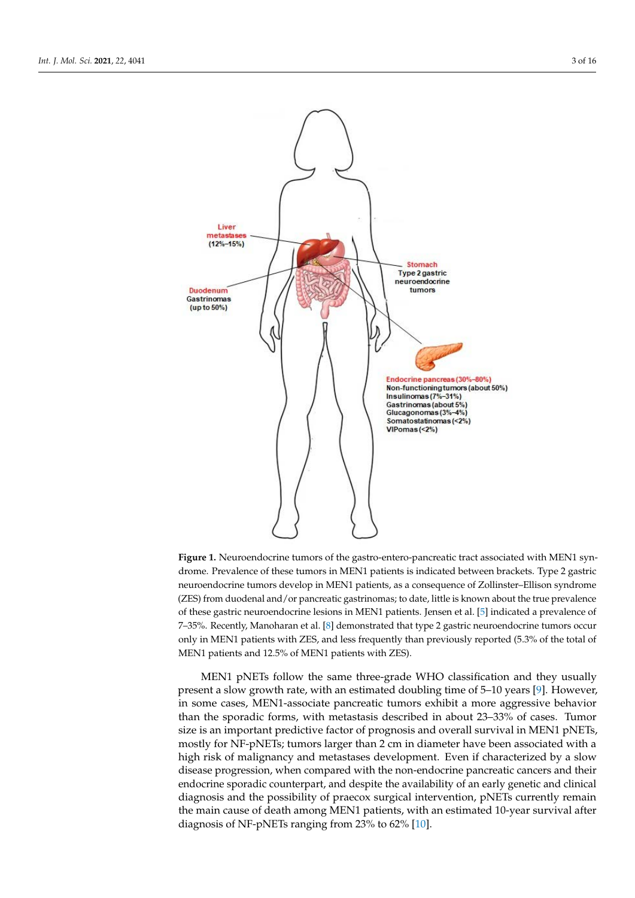**Figure 1.** Neuroendocrine tumors of the gastro-entero-pancreatic tract associated with MEN1 syndrome. Prevalence of these tumors in MEN1 patients is indicated between brackets. Type 2 gastric neuroendocrine tumors develop in MEN1 patients, as a consequence of Zollinster–Ellison syndrome (ZES) from duodenal and/or pancreatic gastrinomas; to date, little is known about the true prevalence of these gastric neuroendocrine lesions in MEN1 patients. Jensen et al. [5] indicated a prevalence of 7–35%. Recently, Manoharan et al. [8] demonstrated that type 2 gastric neuroendocrine tumors occur only in MEN1 patients with ZES, and less frequently than previously reported (5.3% of the total of MEN1 patients and 12.5% of MEN1 patients with ZES).

MEN1 pNETs follow the same three-grade WHO classification and they usually present a slow growth rate, with an estimated doubling time of 5–10 years [9]. However, in some cases, MEN1-associate pancreatic tumors exhibit a more aggressive behavior than the sporadic forms, with metastasis described in about 23–33% of cases. Tumor size is an important predictive factor of prognosis and overall survival in MEN1 pNETs, mostly for NF-pNETs; tumors larger than 2 cm in diameter have been associated with a high risk of malignancy and metastases development. Even if characterized by a slow disease progression, when compared with the non-endocrine pancreatic cancers and their endocrine sporadic counterpart, and despite the availability of an early genetic and clinical diagnosis and the possibility of praecox surgical intervention, pNETs currently remain the main cause of death among MEN1 patients, with an estimated 10-year survival after diagnosis of NF-pNETs ranging from 23% to 62% [10].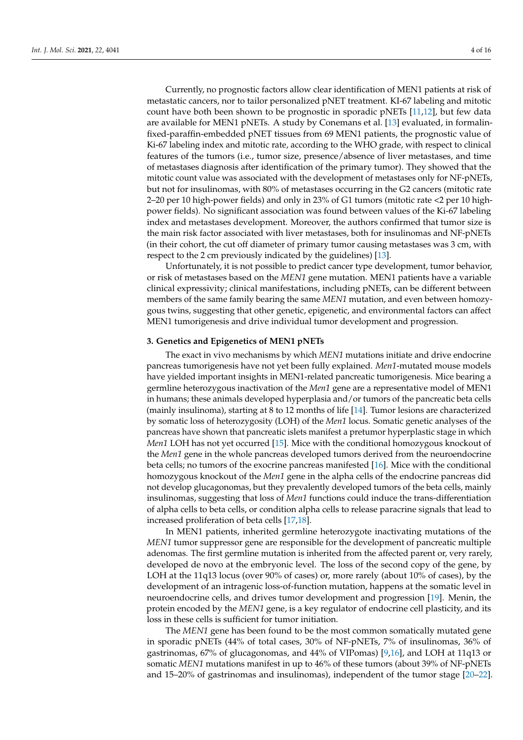Currently, no prognostic factors allow clear identification of MEN1 patients at risk of metastatic cancers, nor to tailor personalized pNET treatment. KI-67 labeling and mitotic count have both been shown to be prognostic in sporadic pNETs [11,12], but few data are available for MEN1 pNETs. A study by Conemans et al. [13] evaluated, in formalin-fixed-paraffin-embedded pNET tissues from 69 MEN1 patients, the prognostic value of Ki-67 labeling index and mitotic rate, according to the WHO grade, with respect to clinical features of the tumors (i.e., tumor size, presence/absence of liver metastases, and time of metastases diagnosis after identification of the primary tumor). They showed that the mitotic count value was associated with the development of metastases only for NF-pNETs, but not for insulinomas, with 80% of metastases occurring in the G2 cancers (mitotic rate 2–20 per 10 high-power fields) and only in 23% of G1 tumors (mitotic rate <2 per 10 high-power fields). No significant association was found between values of the Ki-67 labeling index and metastases development. Moreover, the authors confirmed that tumor size is the main risk factor associated with liver metastases, both for insulinomas and NF-pNETs (in their cohort, the cut off diameter of primary tumor causing metastases was 3 cm, with respect to the 2 cm previously indicated by the guidelines) [13].

Unfortunately, it is not possible to predict cancer type development, tumor behavior, or risk of metastases based on the *MEN1* gene mutation. MEN1 patients have a variable clinical expressivity; clinical manifestations, including pNETs, can be different between members of the same family bearing the same *MEN1* mutation, and even between homozygous twins, suggesting that other genetic, epigenetic, and environmental factors can affect MEN1 tumorigenesis and drive individual tumor development and progression.

## 3. Genetics and Epigenetics of MEN1 pNETs

The exact in vivo mechanisms by which *MEN1* mutations initiate and drive endocrine pancreas tumorigenesis have not yet been fully explained. *Men1*-mutated mouse models have yielded important insights in MEN1-related pancreatic tumorigenesis. Mice bearing a germline heterozygous inactivation of the *Men1* gene are a representative model of MEN1 in humans; these animals developed hyperplasia and/or tumors of the pancreatic beta cells (mainly insulinoma), starting at 8 to 12 months of life [14]. Tumor lesions are characterized by somatic loss of heterozygosity (LOH) of the *Men1* locus. Somatic genetic analyses of the pancreas have shown that pancreatic islets manifest a pretumor hyperplastic stage in which *Men1* LOH has not yet occurred [15]. Mice with the conditional homozygous knockout of the *Men1* gene in the whole pancreas developed tumors derived from the neuroendocrine beta cells; no tumors of the exocrine pancreas manifested [16]. Mice with the conditional homozygous knockout of the *Men1* gene in the alpha cells of the endocrine pancreas did not develop glucagonomas, but they prevalently developed tumors of the beta cells, mainly insulinomas, suggesting that loss of *Men1* functions could induce the trans-differentiation of alpha cells to beta cells, or condition alpha cells to release paracrine signals that lead to increased proliferation of beta cells [17,18].

In MEN1 patients, inherited germline heterozygote inactivating mutations of the *MEN1* tumor suppressor gene are responsible for the development of pancreatic multiple adenomas. The first germline mutation is inherited from the affected parent or, very rarely, developed de novo at the embryonic level. The loss of the second copy of the gene, by LOH at the 11q13 locus (over 90% of cases) or, more rarely (about 10% of cases), by the development of an intragenic loss-of-function mutation, happens at the somatic level in neuroendocrine cells, and drives tumor development and progression [19]. Menin, the protein encoded by the *MEN1* gene, is a key regulator of endocrine cell plasticity, and its loss in these cells is sufficient for tumor initiation.

The *MEN1* gene has been found to be the most common somatically mutated gene in sporadic pNETs (44% of total cases, 30% of NF-pNETs, 7% of insulinomas, 36% of gastrinomas, 67% of glucagonomas, and 44% of VIPomas) [9,16], and LOH at 11q13 or somatic *MEN1* mutations manifest in up to 46% of these tumors (about 39% of NF-pNETs and 15–20% of gastrinomas and insulinomas), independent of the tumor stage [20–22].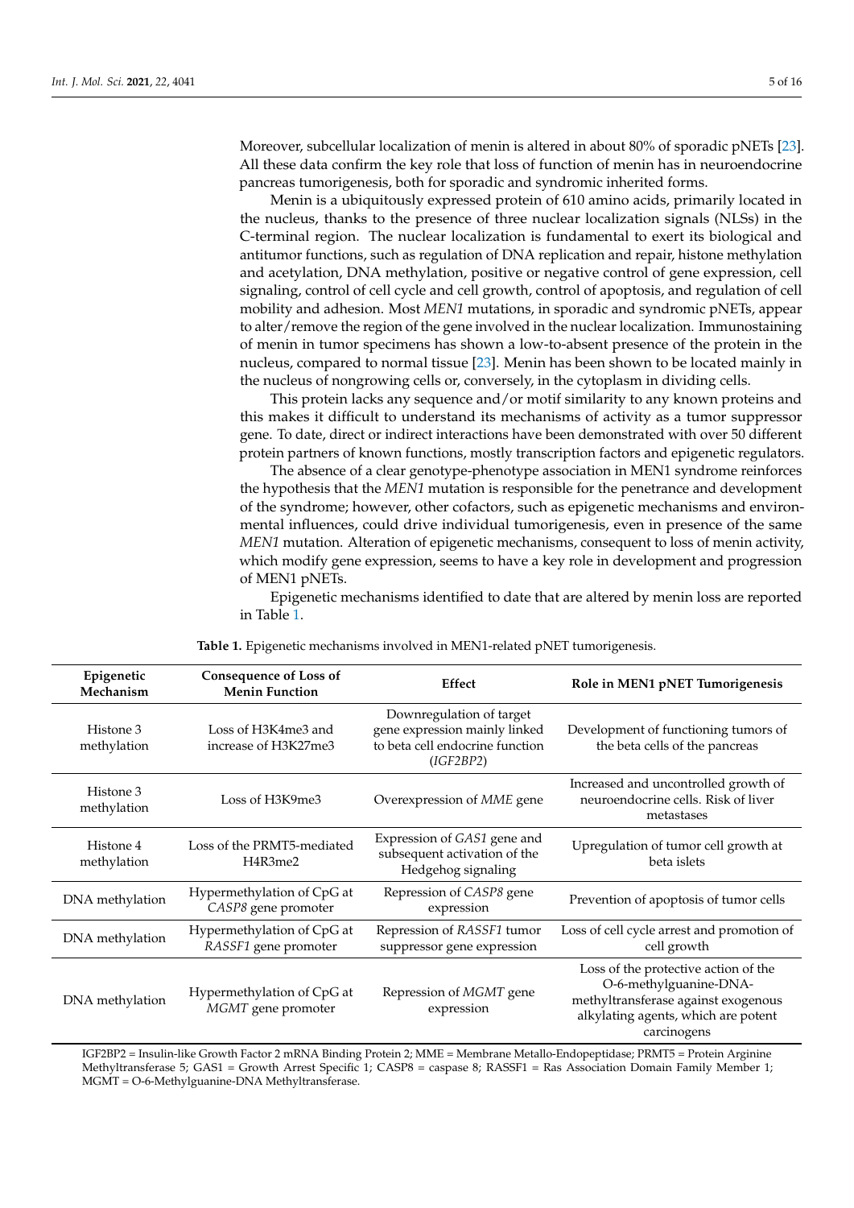Moreover, subcellular localization of menin is altered in about 80% of sporadic pNETs [23]. All these data confirm the key role that loss of function of menin has in neuroendocrine pancreas tumorigenesis, both for sporadic and syndromic inherited forms.

Menin is a ubiquitously expressed protein of 610 amino acids, primarily located in the nucleus, thanks to the presence of three nuclear localization signals (NLSs) in the C-terminal region. The nuclear localization is fundamental to exert its biological and antitumor functions, such as regulation of DNA replication and repair, histone methylation and acetylation, DNA methylation, positive or negative control of gene expression, cell signaling, control of cell cycle and cell growth, control of apoptosis, and regulation of cell mobility and adhesion. Most *MEN1* mutations, in sporadic and syndromic pNETs, appear to alter/remove the region of the gene involved in the nuclear localization. Immunostaining of menin in tumor specimens has shown a low-to-absent presence of the protein in the nucleus, compared to normal tissue [23]. Menin has been shown to be located mainly in the nucleus of nongrowing cells or, conversely, in the cytoplasm in dividing cells.

This protein lacks any sequence and/or motif similarity to any known proteins and this makes it difficult to understand its mechanisms of activity as a tumor suppressor gene. To date, direct or indirect interactions have been demonstrated with over 50 different protein partners of known functions, mostly transcription factors and epigenetic regulators.

The absence of a clear genotype-phenotype association in MEN1 syndrome reinforces the hypothesis that the *MEN1* mutation is responsible for the penetrance and development of the syndrome; however, other cofactors, such as epigenetic mechanisms and environmental influences, could drive individual tumorigenesis, even in presence of the same *MEN1* mutation. Alteration of epigenetic mechanisms, consequent to loss of menin activity, which modify gene expression, seems to have a key role in development and progression of MEN1 pNETs.

Epigenetic mechanisms identified to date that are altered by menin loss are reported in Table 1.

**Table 1.** Epigenetic mechanisms involved in MEN1-related pNET tumorigenesis.

| Epigenetic Mechanism | Consequence of Loss of Menin Function | Effect | Role in MEN1 pNET Tumorigenesis |
|---|---|---|---|
| Histone 3 methylation | Loss of H3K4me3 and increase of H3K27me3 | Downregulation of target gene expression mainly linked to beta cell endocrine function (*IGF2BP2*) | Development of functioning tumors of the beta cells of the pancreas |
| Histone 3 methylation | Loss of H3K9me3 | Overexpression of *MME* gene | Increased and uncontrolled growth of neuroendocrine cells. Risk of liver metastases |
| Histone 4 methylation | Loss of the PRMT5-mediated H4R3me2 | Expression of *GAS1* gene and subsequent activation of the Hedgehog signaling | Upregulation of tumor cell growth at beta islets |
| DNA methylation | Hypermethylation of CpG at *CASP8* gene promoter | Repression of *CASP8* gene expression | Prevention of apoptosis of tumor cells |
| DNA methylation | Hypermethylation of CpG at *RASSF1* gene promoter | Repression of *RASSF1* tumor suppressor gene expression | Loss of cell cycle arrest and promotion of cell growth |
| DNA methylation | Hypermethylation of CpG at *MGMT* gene promoter | Repression of *MGMT* gene expression | Loss of the protective action of the O-6-methylguanine-DNA-methyltransferase against exogenous alkylating agents, which are potent carcinogens |

IGF2BP2 = Insulin-like Growth Factor 2 mRNA Binding Protein 2; MME = Membrane Metallo-Endopeptidase; PRMT5 = Protein Arginine Methyltransferase 5; GAS1 = Growth Arrest Specific 1; CASP8 = caspase 8; RASSF1 = Ras Association Domain Family Member 1; MGMT = O-6-Methylguanine-DNA Methyltransferase.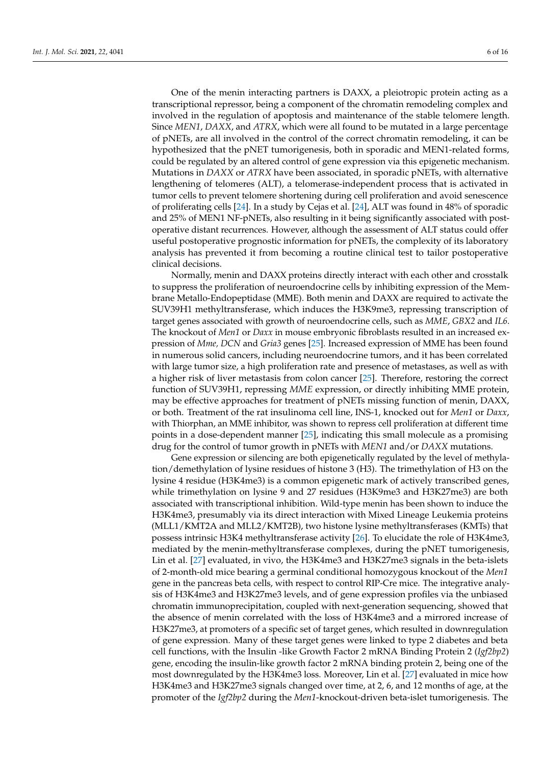One of the menin interacting partners is DAXX, a pleiotropic protein acting as a transcriptional repressor, being a component of the chromatin remodeling complex and involved in the regulation of apoptosis and maintenance of the stable telomere length. Since *MEN1*, *DAXX*, and *ATRX*, which were all found to be mutated in a large percentage of pNETs, are all involved in the control of the correct chromatin remodeling, it can be hypothesized that the pNET tumorigenesis, both in sporadic and MEN1-related forms, could be regulated by an altered control of gene expression via this epigenetic mechanism. Mutations in *DAXX* or *ATRX* have been associated, in sporadic pNETs, with alternative lengthening of telomeres (ALT), a telomerase-independent process that is activated in tumor cells to prevent telomere shortening during cell proliferation and avoid senescence of proliferating cells [24]. In a study by Cejas et al. [24], ALT was found in 48% of sporadic and 25% of MEN1 NF-pNETs, also resulting in it being significantly associated with post-operative distant recurrences. However, although the assessment of ALT status could offer useful postoperative prognostic information for pNETs, the complexity of its laboratory analysis has prevented it from becoming a routine clinical test to tailor postoperative clinical decisions.

Normally, menin and DAXX proteins directly interact with each other and crosstalk to suppress the proliferation of neuroendocrine cells by inhibiting expression of the Membrane Metallo-Endopeptidase (MME). Both menin and DAXX are required to activate the SUV39H1 methyltransferase, which induces the H3K9me3, repressing transcription of target genes associated with growth of neuroendocrine cells, such as *MME*, *GBX2* and *IL6*. The knockout of *Men1* or *Daxx* in mouse embryonic fibroblasts resulted in an increased expression of *Mme, DCN* and *Gria3* genes [25]. Increased expression of MME has been found in numerous solid cancers, including neuroendocrine tumors, and it has been correlated with large tumor size, a high proliferation rate and presence of metastases, as well as with a higher risk of liver metastasis from colon cancer [25]. Therefore, restoring the correct function of SUV39H1, repressing *MME* expression, or directly inhibiting MME protein, may be effective approaches for treatment of pNETs missing function of menin, DAXX, or both. Treatment of the rat insulinoma cell line, INS-1, knocked out for *Men1* or *Daxx*, with Thiorphan, an MME inhibitor, was shown to repress cell proliferation at different time points in a dose-dependent manner [25], indicating this small molecule as a promising drug for the control of tumor growth in pNETs with *MEN1* and/or *DAXX* mutations.

Gene expression or silencing are both epigenetically regulated by the level of methylation/demethylation of lysine residues of histone 3 (H3). The trimethylation of H3 on the lysine 4 residue (H3K4me3) is a common epigenetic mark of actively transcribed genes, while trimethylation on lysine 9 and 27 residues (H3K9me3 and H3K27me3) are both associated with transcriptional inhibition. Wild-type menin has been shown to induce the H3K4me3, presumably via its direct interaction with Mixed Lineage Leukemia proteins (MLL1/KMT2A and MLL2/KMT2B), two histone lysine methyltransferases (KMTs) that possess intrinsic H3K4 methyltransferase activity [26]. To elucidate the role of H3K4me3, mediated by the menin-methyltransferase complexes, during the pNET tumorigenesis, Lin et al. [27] evaluated, in vivo, the H3K4me3 and H3K27me3 signals in the beta-islets of 2-month-old mice bearing a germinal conditional homozygous knockout of the *Men1* gene in the pancreas beta cells, with respect to control RIP-Cre mice. The integrative analysis of H3K4me3 and H3K27me3 levels, and of gene expression profiles via the unbiased chromatin immunoprecipitation, coupled with next-generation sequencing, showed that the absence of menin correlated with the loss of H3K4me3 and a mirrored increase of H3K27me3, at promoters of a specific set of target genes, which resulted in downregulation of gene expression. Many of these target genes were linked to type 2 diabetes and beta cell functions, with the Insulin -like Growth Factor 2 mRNA Binding Protein 2 (*Igf2bp2*) gene, encoding the insulin-like growth factor 2 mRNA binding protein 2, being one of the most downregulated by the H3K4me3 loss. Moreover, Lin et al. [27] evaluated in mice how H3K4me3 and H3K27me3 signals changed over time, at 2, 6, and 12 months of age, at the promoter of the *Igf2bp2* during the *Men1*-knockout-driven beta-islet tumorigenesis. The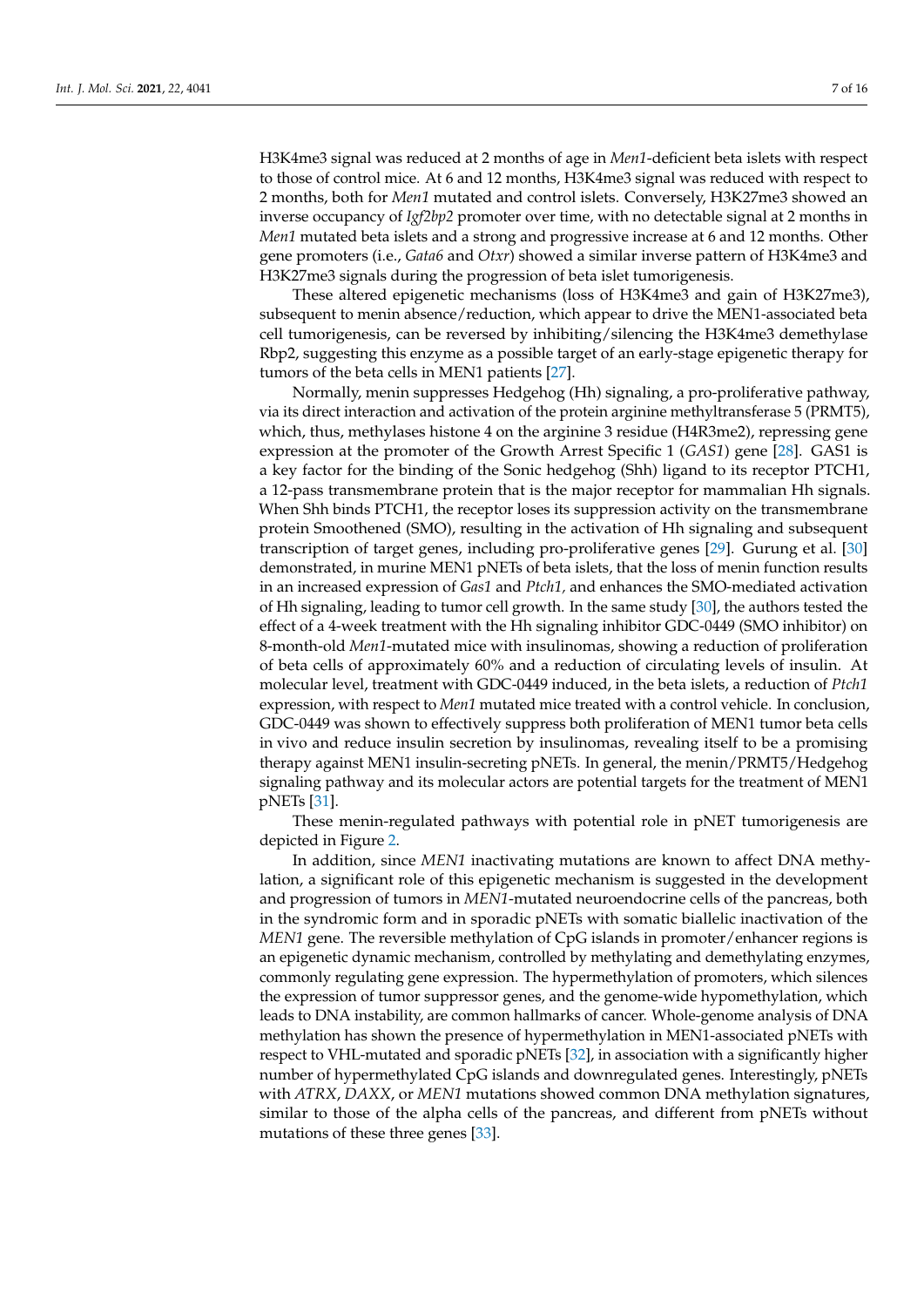H3K4me3 signal was reduced at 2 months of age in *Men1*-deficient beta islets with respect to those of control mice. At 6 and 12 months, H3K4me3 signal was reduced with respect to 2 months, both for *Men1* mutated and control islets. Conversely, H3K27me3 showed an inverse occupancy of *Igf2bp2* promoter over time, with no detectable signal at 2 months in *Men1* mutated beta islets and a strong and progressive increase at 6 and 12 months. Other gene promoters (i.e., *Gata6* and *Otxr*) showed a similar inverse pattern of H3K4me3 and H3K27me3 signals during the progression of beta islet tumorigenesis.

These altered epigenetic mechanisms (loss of H3K4me3 and gain of H3K27me3), subsequent to menin absence/reduction, which appear to drive the MEN1-associated beta cell tumorigenesis, can be reversed by inhibiting/silencing the H3K4me3 demethylase Rbp2, suggesting this enzyme as a possible target of an early-stage epigenetic therapy for tumors of the beta cells in MEN1 patients [27].

Normally, menin suppresses Hedgehog (Hh) signaling, a pro-proliferative pathway, via its direct interaction and activation of the protein arginine methyltransferase 5 (PRMT5), which, thus, methylases histone 4 on the arginine 3 residue (H4R3me2), repressing gene expression at the promoter of the Growth Arrest Specific 1 (*GAS1*) gene [28]. GAS1 is a key factor for the binding of the Sonic hedgehog (Shh) ligand to its receptor PTCH1, a 12-pass transmembrane protein that is the major receptor for mammalian Hh signals. When Shh binds PTCH1, the receptor loses its suppression activity on the transmembrane protein Smoothened (SMO), resulting in the activation of Hh signaling and subsequent transcription of target genes, including pro-proliferative genes [29]. Gurung et al. [30] demonstrated, in murine MEN1 pNETs of beta islets, that the loss of menin function results in an increased expression of *Gas1* and *Ptch1,* and enhances the SMO-mediated activation of Hh signaling, leading to tumor cell growth. In the same study [30], the authors tested the effect of a 4-week treatment with the Hh signaling inhibitor GDC-0449 (SMO inhibitor) on 8-month-old *Men1*-mutated mice with insulinomas, showing a reduction of proliferation of beta cells of approximately 60% and a reduction of circulating levels of insulin. At molecular level, treatment with GDC-0449 induced, in the beta islets, a reduction of *Ptch1* expression, with respect to *Men1* mutated mice treated with a control vehicle. In conclusion, GDC-0449 was shown to effectively suppress both proliferation of MEN1 tumor beta cells in vivo and reduce insulin secretion by insulinomas, revealing itself to be a promising therapy against MEN1 insulin-secreting pNETs. In general, the menin/PRMT5/Hedgehog signaling pathway and its molecular actors are potential targets for the treatment of MEN1 pNETs [31].

These menin-regulated pathways with potential role in pNET tumorigenesis are depicted in Figure 2.

In addition, since *MEN1* inactivating mutations are known to affect DNA methylation, a significant role of this epigenetic mechanism is suggested in the development and progression of tumors in *MEN1*-mutated neuroendocrine cells of the pancreas, both in the syndromic form and in sporadic pNETs with somatic biallelic inactivation of the *MEN1* gene. The reversible methylation of CpG islands in promoter/enhancer regions is an epigenetic dynamic mechanism, controlled by methylating and demethylating enzymes, commonly regulating gene expression. The hypermethylation of promoters, which silences the expression of tumor suppressor genes, and the genome-wide hypomethylation, which leads to DNA instability, are common hallmarks of cancer. Whole-genome analysis of DNA methylation has shown the presence of hypermethylation in MEN1-associated pNETs with respect to VHL-mutated and sporadic pNETs [32], in association with a significantly higher number of hypermethylated CpG islands and downregulated genes. Interestingly, pNETs with *ATRX*, *DAXX*, or *MEN1* mutations showed common DNA methylation signatures, similar to those of the alpha cells of the pancreas, and different from pNETs without mutations of these three genes [33].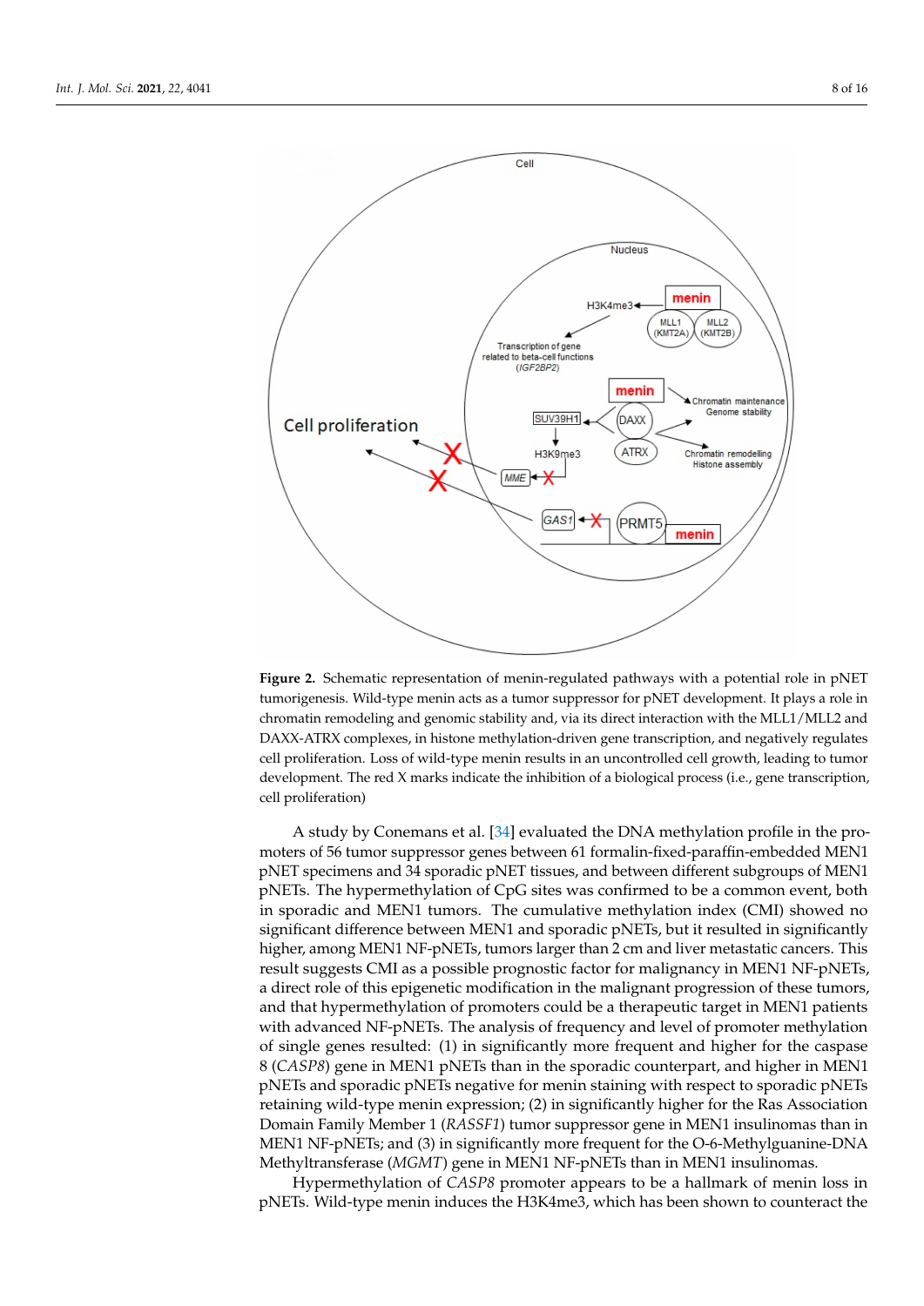**Figure 2.** Schematic representation of menin-regulated pathways with a potential role in pNET tumorigenesis. Wild-type menin acts as a tumor suppressor for pNET development. It plays a role in chromatin remodeling and genomic stability and, via its direct interaction with the MLL1/MLL2 and DAXX-ATRX complexes, in histone methylation-driven gene transcription, and negatively regulates cell proliferation. Loss of wild-type menin results in an uncontrolled cell growth, leading to tumor development. The red X marks indicate the inhibition of a biological process (i.e., gene transcription, cell proliferation)

A study by Conemans et al. [34] evaluated the DNA methylation profile in the promoters of 56 tumor suppressor genes between 61 formalin-fixed-paraffin-embedded MEN1 pNET specimens and 34 sporadic pNET tissues, and between different subgroups of MEN1 pNETs. The hypermethylation of CpG sites was confirmed to be a common event, both in sporadic and MEN1 tumors. The cumulative methylation index (CMI) showed no significant difference between MEN1 and sporadic pNETs, but it resulted in significantly higher, among MEN1 NF-pNETs, tumors larger than 2 cm and liver metastatic cancers. This result suggests CMI as a possible prognostic factor for malignancy in MEN1 NF-pNETs, a direct role of this epigenetic modification in the malignant progression of these tumors, and that hypermethylation of promoters could be a therapeutic target in MEN1 patients with advanced NF-pNETs. The analysis of frequency and level of promoter methylation of single genes resulted: (1) in significantly more frequent and higher for the caspase 8 (*CASP8*) gene in MEN1 pNETs than in the sporadic counterpart, and higher in MEN1 pNETs and sporadic pNETs negative for menin staining with respect to sporadic pNETs retaining wild-type menin expression; (2) in significantly higher for the Ras Association Domain Family Member 1 (*RASSF1*) tumor suppressor gene in MEN1 insulinomas than in MEN1 NF-pNETs; and (3) in significantly more frequent for the O-6-Methylguanine-DNA Methyltransferase (*MGMT*) gene in MEN1 NF-pNETs than in MEN1 insulinomas.

Hypermethylation of *CASP8* promoter appears to be a hallmark of menin loss in pNETs. Wild-type menin induces the H3K4me3, which has been shown to counteract the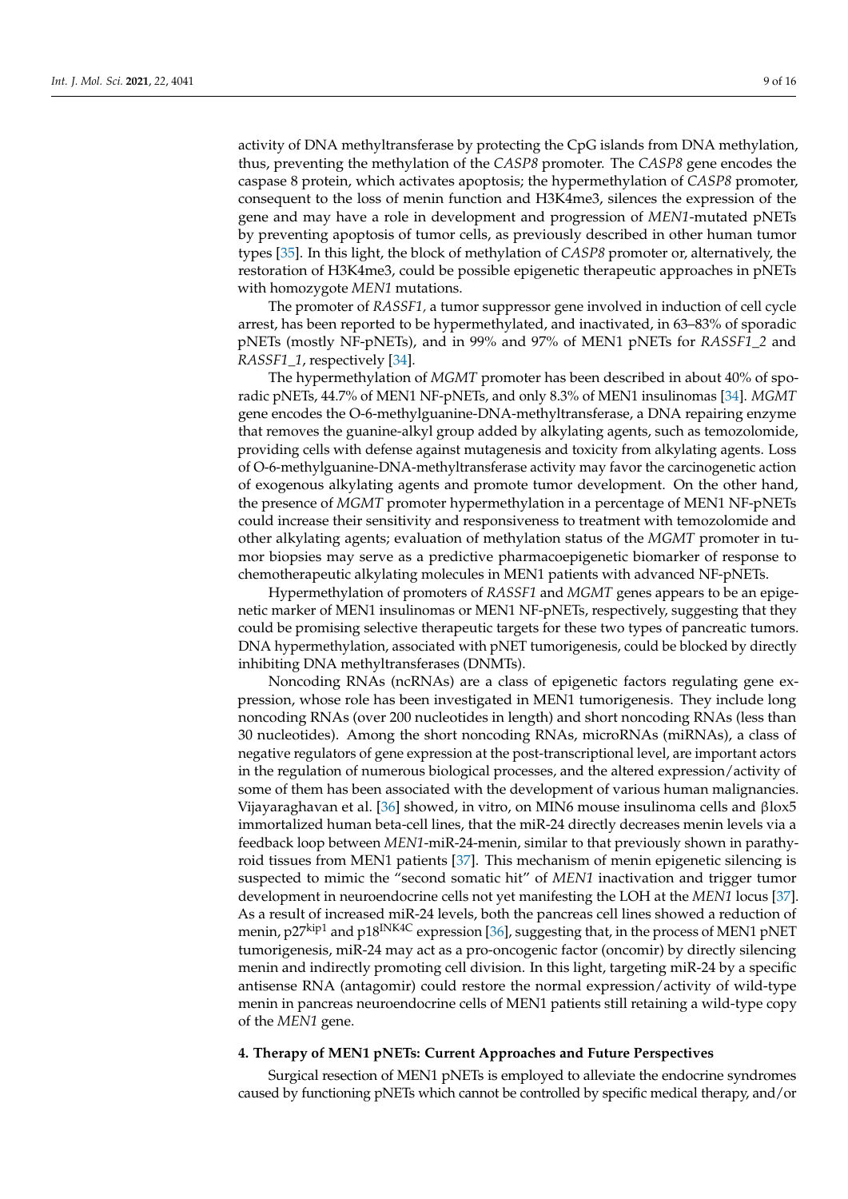activity of DNA methyltransferase by protecting the CpG islands from DNA methylation, thus, preventing the methylation of the *CASP8* promoter. The *CASP8* gene encodes the caspase 8 protein, which activates apoptosis; the hypermethylation of *CASP8* promoter, consequent to the loss of menin function and H3K4me3, silences the expression of the gene and may have a role in development and progression of *MEN1*-mutated pNETs by preventing apoptosis of tumor cells, as previously described in other human tumor types [35]. In this light, the block of methylation of *CASP8* promoter or, alternatively, the restoration of H3K4me3, could be possible epigenetic therapeutic approaches in pNETs with homozygote *MEN1* mutations.

The promoter of *RASSF1*, a tumor suppressor gene involved in induction of cell cycle arrest, has been reported to be hypermethylated, and inactivated, in 63–83% of sporadic pNETs (mostly NF-pNETs), and in 99% and 97% of MEN1 pNETs for *RASSF1_2* and *RASSF1_1*, respectively [34].

The hypermethylation of *MGMT* promoter has been described in about 40% of sporadic pNETs, 44.7% of MEN1 NF-pNETs, and only 8.3% of MEN1 insulinomas [34]. *MGMT* gene encodes the O-6-methylguanine-DNA-methyltransferase, a DNA repairing enzyme that removes the guanine-alkyl group added by alkylating agents, such as temozolomide, providing cells with defense against mutagenesis and toxicity from alkylating agents. Loss of O-6-methylguanine-DNA-methyltransferase activity may favor the carcinogenetic action of exogenous alkylating agents and promote tumor development. On the other hand, the presence of *MGMT* promoter hypermethylation in a percentage of MEN1 NF-pNETs could increase their sensitivity and responsiveness to treatment with temozolomide and other alkylating agents; evaluation of methylation status of the *MGMT* promoter in tumor biopsies may serve as a predictive pharmacoepigenetic biomarker of response to chemotherapeutic alkylating molecules in MEN1 patients with advanced NF-pNETs.

Hypermethylation of promoters of *RASSF1* and *MGMT* genes appears to be an epigenetic marker of MEN1 insulinomas or MEN1 NF-pNETs, respectively, suggesting that they could be promising selective therapeutic targets for these two types of pancreatic tumors. DNA hypermethylation, associated with pNET tumorigenesis, could be blocked by directly inhibiting DNA methyltransferases (DNMTs).

Noncoding RNAs (ncRNAs) are a class of epigenetic factors regulating gene expression, whose role has been investigated in MEN1 tumorigenesis. They include long noncoding RNAs (over 200 nucleotides in length) and short noncoding RNAs (less than 30 nucleotides). Among the short noncoding RNAs, microRNAs (miRNAs), a class of negative regulators of gene expression at the post-transcriptional level, are important actors in the regulation of numerous biological processes, and the altered expression/activity of some of them has been associated with the development of various human malignancies. Vijayaraghavan et al. [36] showed, in vitro, on MIN6 mouse insulinoma cells and βlox5 immortalized human beta-cell lines, that the miR-24 directly decreases menin levels via a feedback loop between *MEN1*-miR-24-menin, similar to that previously shown in parathyroid tissues from MEN1 patients [37]. This mechanism of menin epigenetic silencing is suspected to mimic the "second somatic hit" of *MEN1* inactivation and trigger tumor development in neuroendocrine cells not yet manifesting the LOH at the *MEN1* locus [37]. As a result of increased miR-24 levels, both the pancreas cell lines showed a reduction of menin, $p27^{kip1}$ and $p18^{INK4C}$ expression [36], suggesting that, in the process of MEN1 pNET tumorigenesis, miR-24 may act as a pro-oncogenic factor (oncomir) by directly silencing menin and indirectly promoting cell division. In this light, targeting miR-24 by a specific antisense RNA (antagomir) could restore the normal expression/activity of wild-type menin in pancreas neuroendocrine cells of MEN1 patients still retaining a wild-type copy of the *MEN1* gene.

## 4. Therapy of MEN1 pNETs: Current Approaches and Future Perspectives

Surgical resection of MEN1 pNETs is employed to alleviate the endocrine syndromes caused by functioning pNETs which cannot be controlled by specific medical therapy, and/or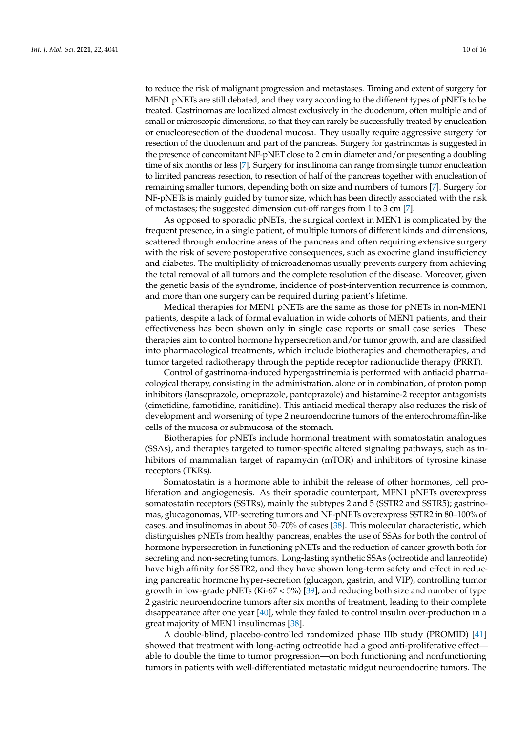to reduce the risk of malignant progression and metastases. Timing and extent of surgery for MEN1 pNETs are still debated, and they vary according to the different types of pNETs to be treated. Gastrinomas are localized almost exclusively in the duodenum, often multiple and of small or microscopic dimensions, so that they can rarely be successfully treated by enucleation or enucleoresection of the duodenal mucosa. They usually require aggressive surgery for resection of the duodenum and part of the pancreas. Surgery for gastrinomas is suggested in the presence of concomitant NF-pNET close to 2 cm in diameter and/or presenting a doubling time of six months or less [7]. Surgery for insulinoma can range from single tumor enucleation to limited pancreas resection, to resection of half of the pancreas together with enucleation of remaining smaller tumors, depending both on size and numbers of tumors [7]. Surgery for NF-pNETs is mainly guided by tumor size, which has been directly associated with the risk of metastases; the suggested dimension cut-off ranges from 1 to 3 cm [7].

As opposed to sporadic pNETs, the surgical context in MEN1 is complicated by the frequent presence, in a single patient, of multiple tumors of different kinds and dimensions, scattered through endocrine areas of the pancreas and often requiring extensive surgery with the risk of severe postoperative consequences, such as exocrine gland insufficiency and diabetes. The multiplicity of microadenomas usually prevents surgery from achieving the total removal of all tumors and the complete resolution of the disease. Moreover, given the genetic basis of the syndrome, incidence of post-intervention recurrence is common, and more than one surgery can be required during patient's lifetime.

Medical therapies for MEN1 pNETs are the same as those for pNETs in non-MEN1 patients, despite a lack of formal evaluation in wide cohorts of MEN1 patients, and their effectiveness has been shown only in single case reports or small case series. These therapies aim to control hormone hypersecretion and/or tumor growth, and are classified into pharmacological treatments, which include biotherapies and chemotherapies, and tumor targeted radiotherapy through the peptide receptor radionuclide therapy (PRRT).

Control of gastrinoma-induced hypergastrinemia is performed with antiacid pharmacological therapy, consisting in the administration, alone or in combination, of proton pomp inhibitors (lansoprazole, omeprazole, pantoprazole) and histamine-2 receptor antagonists (cimetidine, famotidine, ranitidine). This antiacid medical therapy also reduces the risk of development and worsening of type 2 neuroendocrine tumors of the enterochromaffin-like cells of the mucosa or submucosa of the stomach.

Biotherapies for pNETs include hormonal treatment with somatostatin analogues (SSAs), and therapies targeted to tumor-specific altered signaling pathways, such as inhibitors of mammalian target of rapamycin (mTOR) and inhibitors of tyrosine kinase receptors (TKRs).

Somatostatin is a hormone able to inhibit the release of other hormones, cell proliferation and angiogenesis. As their sporadic counterpart, MEN1 pNETs overexpress somatostatin receptors (SSTRs), mainly the subtypes 2 and 5 (SSTR2 and SSTR5); gastrinomas, glucagonomas, VIP-secreting tumors and NF-pNETs overexpress SSTR2 in 80–100% of cases, and insulinomas in about 50–70% of cases [38]. This molecular characteristic, which distinguishes pNETs from healthy pancreas, enables the use of SSAs for both the control of hormone hypersecretion in functioning pNETs and the reduction of cancer growth both for secreting and non-secreting tumors. Long-lasting synthetic SSAs (octreotide and lanreotide) have high affinity for SSTR2, and they have shown long-term safety and effect in reducing pancreatic hormone hyper-secretion (glucagon, gastrin, and VIP), controlling tumor growth in low-grade pNETs (Ki-67 < 5%) [39], and reducing both size and number of type 2 gastric neuroendocrine tumors after six months of treatment, leading to their complete disappearance after one year [40], while they failed to control insulin over-production in a great majority of MEN1 insulinomas [38].

A double-blind, placebo-controlled randomized phase IIIb study (PROMID) [41] showed that treatment with long-acting octreotide had a good anti-proliferative effect—able to double the time to tumor progression—on both functioning and nonfunctioning tumors in patients with well-differentiated metastatic midgut neuroendocrine tumors. The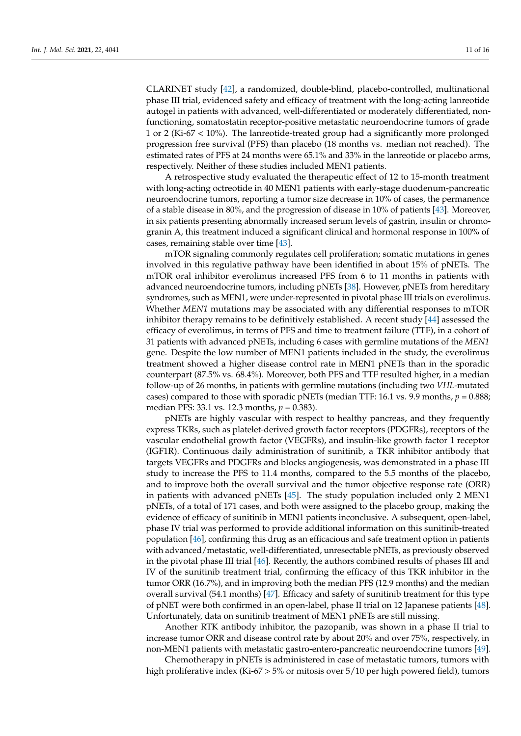CLARINET study [42], a randomized, double-blind, placebo-controlled, multinational phase III trial, evidenced safety and efficacy of treatment with the long-acting lanreotide autogel in patients with advanced, well-differentiated or moderately differentiated, non-functioning, somatostatin receptor-positive metastatic neuroendocrine tumors of grade 1 or 2 (Ki-67 < 10%). The lanreotide-treated group had a significantly more prolonged progression free survival (PFS) than placebo (18 months vs. median not reached). The estimated rates of PFS at 24 months were 65.1% and 33% in the lanreotide or placebo arms, respectively. Neither of these studies included MEN1 patients.

A retrospective study evaluated the therapeutic effect of 12 to 15-month treatment with long-acting octreotide in 40 MEN1 patients with early-stage duodenum-pancreatic neuroendocrine tumors, reporting a tumor size decrease in 10% of cases, the permanence of a stable disease in 80%, and the progression of disease in 10% of patients [43]. Moreover, in six patients presenting abnormally increased serum levels of gastrin, insulin or chromogranin A, this treatment induced a significant clinical and hormonal response in 100% of cases, remaining stable over time [43].

mTOR signaling commonly regulates cell proliferation; somatic mutations in genes involved in this regulative pathway have been identified in about 15% of pNETs. The mTOR oral inhibitor everolimus increased PFS from 6 to 11 months in patients with advanced neuroendocrine tumors, including pNETs [38]. However, pNETs from hereditary syndromes, such as MEN1, were under-represented in pivotal phase III trials on everolimus. Whether *MEN1* mutations may be associated with any differential responses to mTOR inhibitor therapy remains to be definitively established. A recent study [44] assessed the efficacy of everolimus, in terms of PFS and time to treatment failure (TTF), in a cohort of 31 patients with advanced pNETs, including 6 cases with germline mutations of the *MEN1* gene. Despite the low number of MEN1 patients included in the study, the everolimus treatment showed a higher disease control rate in MEN1 pNETs than in the sporadic counterpart (87.5% vs. 68.4%). Moreover, both PFS and TTF resulted higher, in a median follow-up of 26 months, in patients with germline mutations (including two *VHL*-mutated cases) compared to those with sporadic pNETs (median TTF: 16.1 vs. 9.9 months, $p = 0.888$; median PFS: 33.1 vs. 12.3 months, $p = 0.383$).

pNETs are highly vascular with respect to healthy pancreas, and they frequently express TKRs, such as platelet-derived growth factor receptors (PDGFRs), receptors of the vascular endothelial growth factor (VEGFRs), and insulin-like growth factor 1 receptor (IGF1R). Continuous daily administration of sunitinib, a TKR inhibitor antibody that targets VEGFRs and PDGFRs and blocks angiogenesis, was demonstrated in a phase III study to increase the PFS to 11.4 months, compared to the 5.5 months of the placebo, and to improve both the overall survival and the tumor objective response rate (ORR) in patients with advanced pNETs [45]. The study population included only 2 MEN1 pNETs, of a total of 171 cases, and both were assigned to the placebo group, making the evidence of efficacy of sunitinib in MEN1 patients inconclusive. A subsequent, open-label, phase IV trial was performed to provide additional information on this sunitinib-treated population [46], confirming this drug as an efficacious and safe treatment option in patients with advanced/metastatic, well-differentiated, unresectable pNETs, as previously observed in the pivotal phase III trial [46]. Recently, the authors combined results of phases III and IV of the sunitinib treatment trial, confirming the efficacy of this TKR inhibitor in the tumor ORR (16.7%), and in improving both the median PFS (12.9 months) and the median overall survival (54.1 months) [47]. Efficacy and safety of sunitinib treatment for this type of pNET were both confirmed in an open-label, phase II trial on 12 Japanese patients [48]. Unfortunately, data on sunitinib treatment of MEN1 pNETs are still missing.

Another RTK antibody inhibitor, the pazopanib, was shown in a phase II trial to increase tumor ORR and disease control rate by about 20% and over 75%, respectively, in non-MEN1 patients with metastatic gastro-entero-pancreatic neuroendocrine tumors [49].

Chemotherapy in pNETs is administered in case of metastatic tumors, tumors with high proliferative index (Ki-67 > 5% or mitosis over 5/10 per high powered field), tumors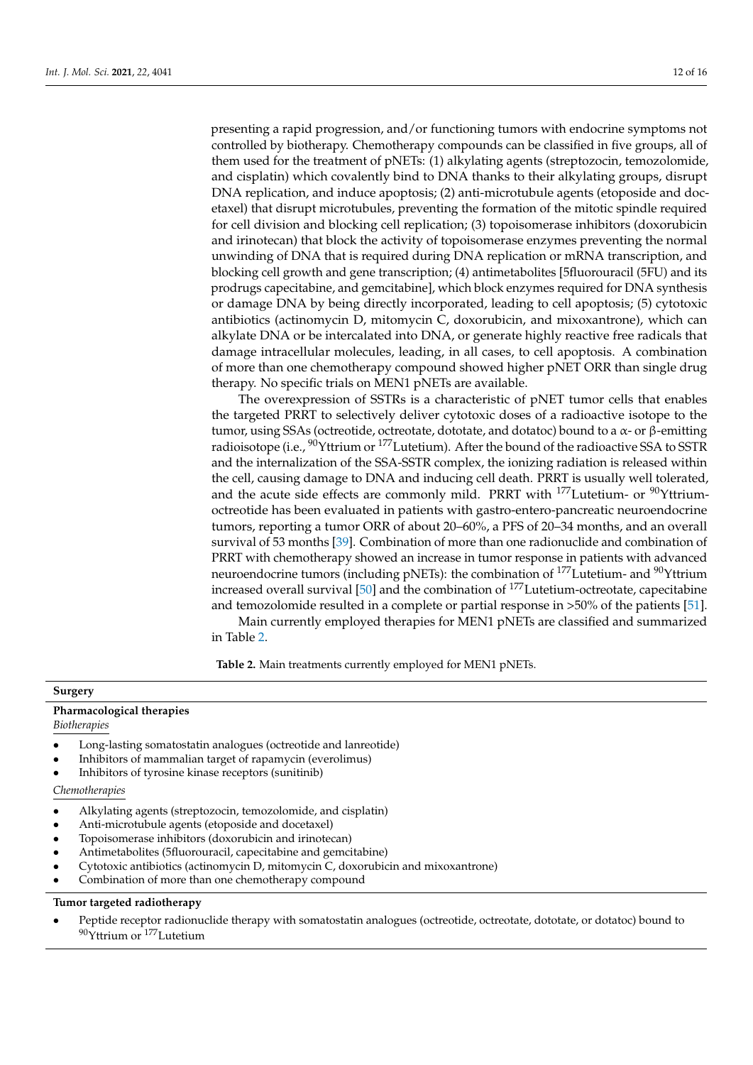presenting a rapid progression, and/or functioning tumors with endocrine symptoms not controlled by biotherapy. Chemotherapy compounds can be classified in five groups, all of them used for the treatment of pNETs: (1) alkylating agents (streptozocin, temozolomide, and cisplatin) which covalently bind to DNA thanks to their alkylating groups, disrupt DNA replication, and induce apoptosis; (2) anti-microtubule agents (etoposide and docetaxel) that disrupt microtubules, preventing the formation of the mitotic spindle required for cell division and blocking cell replication; (3) topoisomerase inhibitors (doxorubicin and irinotecan) that block the activity of topoisomerase enzymes preventing the normal unwinding of DNA that is required during DNA replication or mRNA transcription, and blocking cell growth and gene transcription; (4) antimetabolites [5fluorouracil (5FU) and its prodrugs capecitabine, and gemcitabine], which block enzymes required for DNA synthesis or damage DNA by being directly incorporated, leading to cell apoptosis; (5) cytotoxic antibiotics (actinomycin D, mitomycin C, doxorubicin, and mixoxantrone), which can alkylate DNA or be intercalated into DNA, or generate highly reactive free radicals that damage intracellular molecules, leading, in all cases, to cell apoptosis. A combination of more than one chemotherapy compound showed higher pNET ORR than single drug therapy. No specific trials on MEN1 pNETs are available.

The overexpression of SSTRs is a characteristic of pNET tumor cells that enables the targeted PRRT to selectively deliver cytotoxic doses of a radioactive isotope to the tumor, using SSAs (octreotide, octreotate, dototate, and dotatoc) bound to a $\alpha$- or $\beta$-emitting radioisotope (i.e., $^{90}$Yttrium or $^{177}$Lutetium). After the bound of the radioactive SSA to SSTR and the internalization of the SSA-SSTR complex, the ionizing radiation is released within the cell, causing damage to DNA and inducing cell death. PRRT is usually well tolerated, and the acute side effects are commonly mild. PRRT with $^{177}$Lutetium- or $^{90}$Yttrium-octreotide has been evaluated in patients with gastro-entero-pancreatic neuroendocrine tumors, reporting a tumor ORR of about 20–60%, a PFS of 20–34 months, and an overall survival of 53 months [39]. Combination of more than one radionuclide and combination of PRRT with chemotherapy showed an increase in tumor response in patients with advanced neuroendocrine tumors (including pNETs): the combination of $^{177}$Lutetium- and $^{90}$Yttrium increased overall survival [50] and the combination of $^{177}$Lutetium-octreotate, capecitabine and temozolomide resulted in a complete or partial response in >50% of the patients [51].

Main currently employed therapies for MEN1 pNETs are classified and summarized in Table 2.

**Table 2.** Main treatments currently employed for MEN1 pNETs.

**Surgery**

**Pharmacological therapies**

*Biotherapies*

- Long-lasting somatostatin analogues (octreotide and lanreotide)
- Inhibitors of mammalian target of rapamycin (everolimus)
- Inhibitors of tyrosine kinase receptors (sunitinib)

*Chemotherapies*

- Alkylating agents (streptozocin, temozolomide, and cisplatin)
- Anti-microtubule agents (etoposide and docetaxel)
- Topoisomerase inhibitors (doxorubicin and irinotecan)
- Antimetabolites (5fluorouracil, capecitabine and gemcitabine)
- Cytotoxic antibiotics (actinomycin D, mitomycin C, doxorubicin and mixoxantrone)
- Combination of more than one chemotherapy compound

**Tumor targeted radiotherapy**

- Peptide receptor radionuclide therapy with somatostatin analogues (octreotide, octreotate, dototate, or dotatoc) bound to $^{90}$Yttrium or $^{177}$Lutetium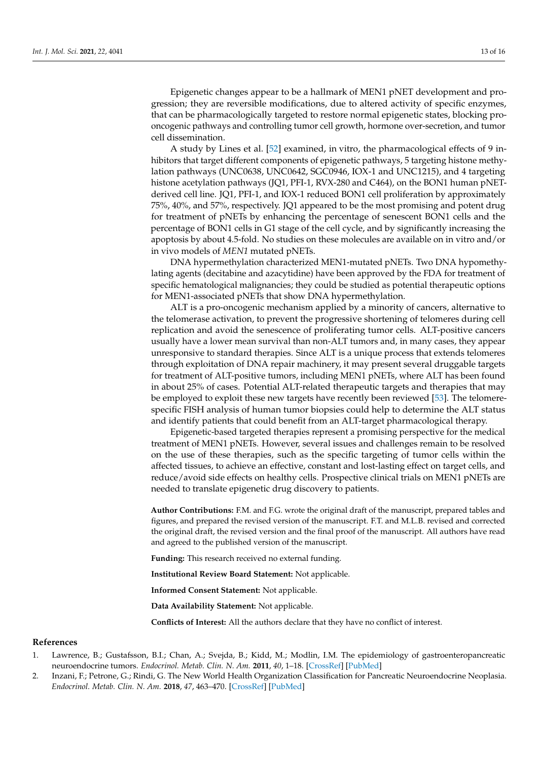Epigenetic changes appear to be a hallmark of MEN1 pNET development and progression; they are reversible modifications, due to altered activity of specific enzymes, that can be pharmacologically targeted to restore normal epigenetic states, blocking pro-oncogenic pathways and controlling tumor cell growth, hormone over-secretion, and tumor cell dissemination.

A study by Lines et al. [52] examined, in vitro, the pharmacological effects of 9 inhibitors that target different components of epigenetic pathways, 5 targeting histone methylation pathways (UNC0638, UNC0642, SGC0946, IOX-1 and UNC1215), and 4 targeting histone acetylation pathways (JQ1, PFI-1, RVX-280 and C464), on the BON1 human pNET-derived cell line. JQ1, PFI-1, and IOX-1 reduced BON1 cell proliferation by approximately 75%, 40%, and 57%, respectively. JQ1 appeared to be the most promising and potent drug for treatment of pNETs by enhancing the percentage of senescent BON1 cells and the percentage of BON1 cells in G1 stage of the cell cycle, and by significantly increasing the apoptosis by about 4.5-fold. No studies on these molecules are available on in vitro and/or in vivo models of *MEN1* mutated pNETs.

DNA hypermethylation characterized MEN1-mutated pNETs. Two DNA hypomethylating agents (decitabine and azacytidine) have been approved by the FDA for treatment of specific hematological malignancies; they could be studied as potential therapeutic options for MEN1-associated pNETs that show DNA hypermethylation.

ALT is a pro-oncogenic mechanism applied by a minority of cancers, alternative to the telomerase activation, to prevent the progressive shortening of telomeres during cell replication and avoid the senescence of proliferating tumor cells. ALT-positive cancers usually have a lower mean survival than non-ALT tumors and, in many cases, they appear unresponsive to standard therapies. Since ALT is a unique process that extends telomeres through exploitation of DNA repair machinery, it may present several druggable targets for treatment of ALT-positive tumors, including MEN1 pNETs, where ALT has been found in about 25% of cases. Potential ALT-related therapeutic targets and therapies that may be employed to exploit these new targets have recently been reviewed [53]. The telomere-specific FISH analysis of human tumor biopsies could help to determine the ALT status and identify patients that could benefit from an ALT-target pharmacological therapy.

Epigenetic-based targeted therapies represent a promising perspective for the medical treatment of MEN1 pNETs. However, several issues and challenges remain to be resolved on the use of these therapies, such as the specific targeting of tumor cells within the affected tissues, to achieve an effective, constant and lost-lasting effect on target cells, and reduce/avoid side effects on healthy cells. Prospective clinical trials on MEN1 pNETs are needed to translate epigenetic drug discovery to patients.

**Author Contributions:** F.M. and F.G. wrote the original draft of the manuscript, prepared tables and figures, and prepared the revised version of the manuscript. F.T. and M.L.B. revised and corrected the original draft, the revised version and the final proof of the manuscript. All authors have read and agreed to the published version of the manuscript.

**Funding:** This research received no external funding.

**Institutional Review Board Statement:** Not applicable.

**Informed Consent Statement:** Not applicable.

**Data Availability Statement:** Not applicable.

**Conflicts of Interest:** All the authors declare that they have no conflict of interest.

## References

1. Lawrence, B.; Gustafsson, B.I.; Chan, A.; Svejda, B.; Kidd, M.; Modlin, I.M. The epidemiology of gastroenteropancreatic neuroendocrine tumors. *Endocrinol. Metab. Clin. N. Am.* **2011**, *40*, 1–18. [CrossRef] [PubMed]
2. Inzani, F.; Petrone, G.; Rindi, G. The New World Health Organization Classification for Pancreatic Neuroendocrine Neoplasia. *Endocrinol. Metab. Clin. N. Am.* **2018**, *47*, 463–470. [CrossRef] [PubMed]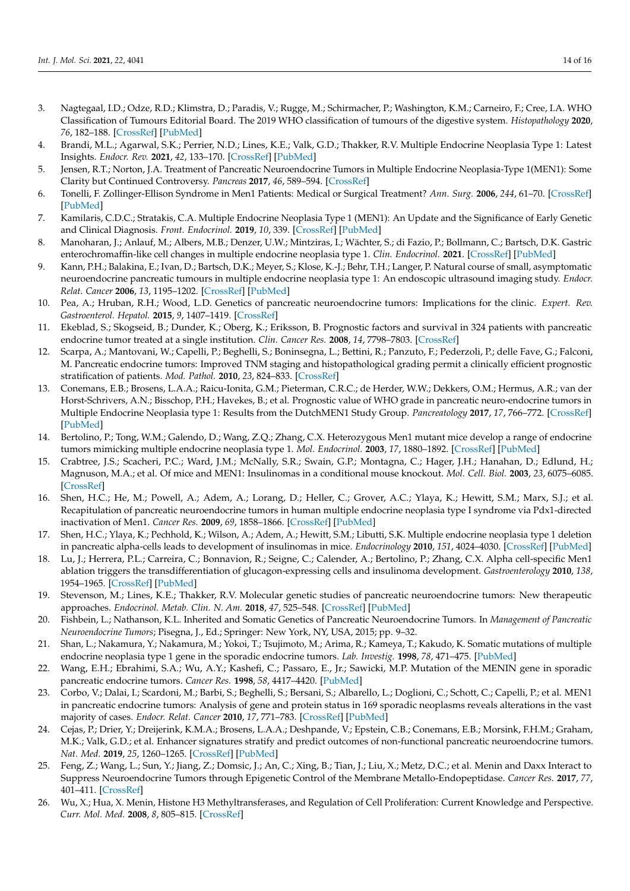3. Nagtegaal, I.D.; Odze, R.D.; Klimstra, D.; Paradis, V.; Rugge, M.; Schirmacher, P.; Washington, K.M.; Carneiro, F.; Cree, I.A. WHO Classification of Tumours Editorial Board. The 2019 WHO classification of tumours of the digestive system. *Histopathology* **2020**, *76*, 182–188. [CrossRef] [PubMed]
4. Brandi, M.L.; Agarwal, S.K.; Perrier, N.D.; Lines, K.E.; Valk, G.D.; Thakker, R.V. Multiple Endocrine Neoplasia Type 1: Latest Insights. *Endocr. Rev.* **2021**, *42*, 133–170. [CrossRef] [PubMed]
5. Jensen, R.T.; Norton, J.A. Treatment of Pancreatic Neuroendocrine Tumors in Multiple Endocrine Neoplasia-Type 1(MEN1): Some Clarity but Continued Controversy. *Pancreas* **2017**, *46*, 589–594. [CrossRef]
6. Tonelli, F. Zollinger-Ellison Syndrome in Men1 Patients: Medical or Surgical Treatment? *Ann. Surg.* **2006**, *244*, 61–70. [CrossRef] [PubMed]
7. Kamilaris, C.D.C.; Stratakis, C.A. Multiple Endocrine Neoplasia Type 1 (MEN1): An Update and the Significance of Early Genetic and Clinical Diagnosis. *Front. Endocrinol.* **2019**, *10*, 339. [CrossRef] [PubMed]
8. Manoharan, J.; Anlauf, M.; Albers, M.B.; Denzer, U.W.; Mintziras, I.; Wächter, S.; di Fazio, P.; Bollmann, C.; Bartsch, D.K. Gastric enterochromaffin-like cell changes in multiple endocrine neoplasia type 1. *Clin. Endocrinol.* **2021**. [CrossRef] [PubMed]
9. Kann, P.H.; Balakina, E.; Ivan, D.; Bartsch, D.K.; Meyer, S.; Klose, K.-J.; Behr, T.H.; Langer, P. Natural course of small, asymptomatic neuroendocrine pancreatic tumours in multiple endocrine neoplasia type 1: An endoscopic ultrasound imaging study. *Endocr. Relat. Cancer* **2006**, *13*, 1195–1202. [CrossRef] [PubMed]
10. Pea, A.; Hruban, R.H.; Wood, L.D. Genetics of pancreatic neuroendocrine tumors: Implications for the clinic. *Expert. Rev. Gastroenterol. Hepatol.* **2015**, *9*, 1407–1419. [CrossRef]
11. Ekeblad, S.; Skogseid, B.; Dunder, K.; Oberg, K.; Eriksson, B. Prognostic factors and survival in 324 patients with pancreatic endocrine tumor treated at a single institution. *Clin. Cancer Res.* **2008**, *14*, 7798–7803. [CrossRef]
12. Scarpa, A.; Mantovani, W.; Capelli, P.; Beghelli, S.; Boninsegna, L.; Bettini, R.; Panzuto, F.; Pederzoli, P.; delle Fave, G.; Falconi, M. Pancreatic endocrine tumors: Improved TNM staging and histopathological grading permit a clinically efficient prognostic stratification of patients. *Mod. Pathol.* **2010**, *23*, 824–833. [CrossRef]
13. Conemans, E.B.; Brosens, L.A.A.; Raicu-Ionita, G.M.; Pieterman, C.R.C.; de Herder, W.W.; Dekkers, O.M.; Hermus, A.R.; van der Horst-Schrivers, A.N.; Bisschop, P.H.; Havekes, B.; et al. Prognostic value of WHO grade in pancreatic neuro-endocrine tumors in Multiple Endocrine Neoplasia type 1: Results from the DutchMEN1 Study Group. *Pancreatology* **2017**, *17*, 766–772. [CrossRef] [PubMed]
14. Bertolino, P.; Tong, W.M.; Galendo, D.; Wang, Z.Q.; Zhang, C.X. Heterozygous Men1 mutant mice develop a range of endocrine tumors mimicking multiple endocrine neoplasia type 1. *Mol. Endocrinol.* **2003**, *17*, 1880–1892. [CrossRef] [PubMed]
15. Crabtree, J.S.; Scacheri, P.C.; Ward, J.M.; McNally, S.R.; Swain, G.P.; Montagna, C.; Hager, J.H.; Hanahan, D.; Edlund, H.; Magnuson, M.A.; et al. Of mice and MEN1: Insulinomas in a conditional mouse knockout. *Mol. Cell. Biol.* **2003**, *23*, 6075–6085. [CrossRef]
16. Shen, H.C.; He, M.; Powell, A.; Adem, A.; Lorang, D.; Heller, C.; Grover, A.C.; Ylaya, K.; Hewitt, S.M.; Marx, S.J.; et al. Recapitulation of pancreatic neuroendocrine tumors in human multiple endocrine neoplasia type I syndrome via Pdx1-directed inactivation of Men1. *Cancer Res.* **2009**, *69*, 1858–1866. [CrossRef] [PubMed]
17. Shen, H.C.; Ylaya, K.; Pechhold, K.; Wilson, A.; Adem, A.; Hewitt, S.M.; Libutti, S.K. Multiple endocrine neoplasia type 1 deletion in pancreatic alpha-cells leads to development of insulinomas in mice. *Endocrinology* **2010**, *151*, 4024–4030. [CrossRef] [PubMed]
18. Lu, J.; Herrera, P.L.; Carreira, C.; Bonnavion, R.; Seigne, C.; Calender, A.; Bertolino, P.; Zhang, C.X. Alpha cell-specific Men1 ablation triggers the transdifferentiation of glucagon-expressing cells and insulinoma development. *Gastroenterology* **2010**, *138*, 1954–1965. [CrossRef] [PubMed]
19. Stevenson, M.; Lines, K.E.; Thakker, R.V. Molecular genetic studies of pancreatic neuroendocrine tumors: New therapeutic approaches. *Endocrinol. Metab. Clin. N. Am.* **2018**, *47*, 525–548. [CrossRef] [PubMed]
20. Fishbein, L.; Nathanson, K.L. Inherited and Somatic Genetics of Pancreatic Neuroendocrine Tumors. In *Management of Pancreatic Neuroendocrine Tumors*; Pisegna, J., Ed.; Springer: New York, NY, USA, 2015; pp. 9–32.
21. Shan, L.; Nakamura, Y.; Nakamura, M.; Yokoi, T.; Tsujimoto, M.; Arima, R.; Kameya, T.; Kakudo, K. Somatic mutations of multiple endocrine neoplasia type 1 gene in the sporadic endocrine tumors. *Lab. Investig.* **1998**, *78*, 471–475. [PubMed]
22. Wang, E.H.; Ebrahimi, S.A.; Wu, A.Y.; Kashefi, C.; Passaro, E., Jr.; Sawicki, M.P. Mutation of the MENIN gene in sporadic pancreatic endocrine tumors. *Cancer Res.* **1998**, *58*, 4417–4420. [PubMed]
23. Corbo, V.; Dalai, I.; Scardoni, M.; Barbi, S.; Beghelli, S.; Bersani, S.; Albarello, L.; Doglioni, C.; Schott, C.; Capelli, P.; et al. MEN1 in pancreatic endocrine tumors: Analysis of gene and protein status in 169 sporadic neoplasms reveals alterations in the vast majority of cases. *Endocr. Relat. Cancer* **2010**, *17*, 771–783. [CrossRef] [PubMed]
24. Cejas, P.; Drier, Y.; Dreijerink, K.M.A.; Brosens, L.A.A.; Deshpande, V.; Epstein, C.B.; Conemans, E.B.; Morsink, F.H.M.; Graham, M.K.; Valk, G.D.; et al. Enhancer signatures stratify and predict outcomes of non-functional pancreatic neuroendocrine tumors. *Nat. Med.* **2019**, *25*, 1260–1265. [CrossRef] [PubMed]
25. Feng, Z.; Wang, L.; Sun, Y.; Jiang, Z.; Domsic, J.; An, C.; Xing, B.; Tian, J.; Liu, X.; Metz, D.C.; et al. Menin and Daxx Interact to Suppress Neuroendocrine Tumors through Epigenetic Control of the Membrane Metallo-Endopeptidase. *Cancer Res.* **2017**, *77*, 401–411. [CrossRef]
26. Wu, X.; Hua, X. Menin, Histone H3 Methyltransferases, and Regulation of Cell Proliferation: Current Knowledge and Perspective. *Curr. Mol. Med.* **2008**, *8*, 805–815. [CrossRef]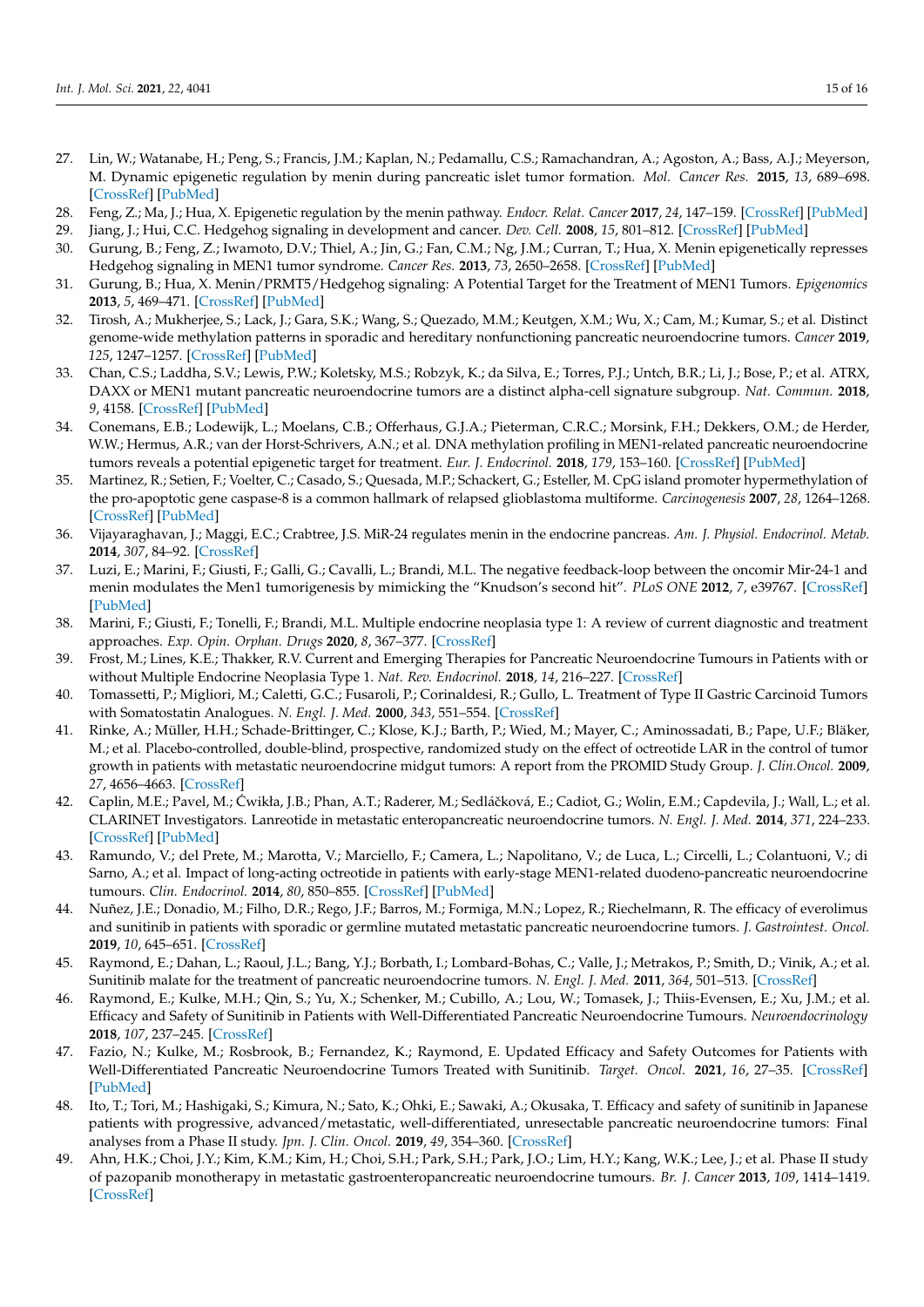27. Lin, W.; Watanabe, H.; Peng, S.; Francis, J.M.; Kaplan, N.; Pedamallu, C.S.; Ramachandran, A.; Agoston, A.; Bass, A.J.; Meyerson, M. Dynamic epigenetic regulation by menin during pancreatic islet tumor formation. *Mol. Cancer Res.* **2015**, *13*, 689–698. [CrossRef] [PubMed]
28. Feng, Z.; Ma, J.; Hua, X. Epigenetic regulation by the menin pathway. *Endocr. Relat. Cancer* **2017**, *24*, 147–159. [CrossRef] [PubMed]
29. Jiang, J.; Hui, C.C. Hedgehog signaling in development and cancer. *Dev. Cell.* **2008**, *15*, 801–812. [CrossRef] [PubMed]
30. Gurung, B.; Feng, Z.; Iwamoto, D.V.; Thiel, A.; Jin, G.; Fan, C.M.; Ng, J.M.; Curran, T.; Hua, X. Menin epigenetically represses Hedgehog signaling in MEN1 tumor syndrome. *Cancer Res.* **2013**, *73*, 2650–2658. [CrossRef] [PubMed]
31. Gurung, B.; Hua, X. Menin/PRMT5/Hedgehog signaling: A Potential Target for the Treatment of MEN1 Tumors. *Epigenomics* **2013**, *5*, 469–471. [CrossRef] [PubMed]
32. Tirosh, A.; Mukherjee, S.; Lack, J.; Gara, S.K.; Wang, S.; Quezado, M.M.; Keutgen, X.M.; Wu, X.; Cam, M.; Kumar, S.; et al. Distinct genome-wide methylation patterns in sporadic and hereditary nonfunctioning pancreatic neuroendocrine tumors. *Cancer* **2019**, *125*, 1247–1257. [CrossRef] [PubMed]
33. Chan, C.S.; Laddha, S.V.; Lewis, P.W.; Koletsky, M.S.; Robzyk, K.; da Silva, E.; Torres, P.J.; Untch, B.R.; Li, J.; Bose, P.; et al. ATRX, DAXX or MEN1 mutant pancreatic neuroendocrine tumors are a distinct alpha-cell signature subgroup. *Nat. Commun.* **2018**, *9*, 4158. [CrossRef] [PubMed]
34. Conemans, E.B.; Lodewijk, L.; Moelans, C.B.; Offerhaus, G.J.A.; Pieterman, C.R.C.; Morsink, F.H.; Dekkers, O.M.; de Herder, W.W.; Hermus, A.R.; van der Horst-Schrivers, A.N.; et al. DNA methylation profiling in MEN1-related pancreatic neuroendocrine tumors reveals a potential epigenetic target for treatment. *Eur. J. Endocrinol.* **2018**, *179*, 153–160. [CrossRef] [PubMed]
35. Martinez, R.; Setien, F.; Voelter, C.; Casado, S.; Quesada, M.P.; Schackert, G.; Esteller, M. CpG island promoter hypermethylation of the pro-apoptotic gene caspase-8 is a common hallmark of relapsed glioblastoma multiforme. *Carcinogenesis* **2007**, *28*, 1264–1268. [CrossRef] [PubMed]
36. Vijayaraghavan, J.; Maggi, E.C.; Crabtree, J.S. MiR-24 regulates menin in the endocrine pancreas. *Am. J. Physiol. Endocrinol. Metab.* **2014**, *307*, 84–92. [CrossRef]
37. Luzi, E.; Marini, F.; Giusti, F.; Galli, G.; Cavalli, L.; Brandi, M.L. The negative feedback-loop between the oncomir Mir-24-1 and menin modulates the Men1 tumorigenesis by mimicking the "Knudson's second hit". *PLoS ONE* **2012**, *7*, e39767. [CrossRef] [PubMed]
38. Marini, F.; Giusti, F.; Tonelli, F.; Brandi, M.L. Multiple endocrine neoplasia type 1: A review of current diagnostic and treatment approaches. *Exp. Opin. Orphan. Drugs* **2020**, *8*, 367–377. [CrossRef]
39. Frost, M.; Lines, K.E.; Thakker, R.V. Current and Emerging Therapies for Pancreatic Neuroendocrine Tumours in Patients with or without Multiple Endocrine Neoplasia Type 1. *Nat. Rev. Endocrinol.* **2018**, *14*, 216–227. [CrossRef]
40. Tomassetti, P.; Migliori, M.; Caletti, G.C.; Fusaroli, P.; Corinaldesi, R.; Gullo, L. Treatment of Type II Gastric Carcinoid Tumors with Somatostatin Analogues. *N. Engl. J. Med.* **2000**, *343*, 551–554. [CrossRef]
41. Rinke, A.; Müller, H.H.; Schade-Brittinger, C.; Klose, K.J.; Barth, P.; Wied, M.; Mayer, C.; Aminossadati, B.; Pape, U.F.; Bläker, M.; et al. Placebo-controlled, double-blind, prospective, randomized study on the effect of octreotide LAR in the control of tumor growth in patients with metastatic neuroendocrine midgut tumors: A report from the PROMID Study Group. *J. Clin.Oncol.* **2009**, *27*, 4656–4663. [CrossRef]
42. Caplin, M.E.; Pavel, M.; Ćwikła, J.B.; Phan, A.T.; Raderer, M.; Sedláčková, E.; Cadiot, G.; Wolin, E.M.; Capdevila, J.; Wall, L.; et al. CLARINET Investigators. Lanreotide in metastatic enteropancreatic neuroendocrine tumors. *N. Engl. J. Med.* **2014**, *371*, 224–233. [CrossRef] [PubMed]
43. Ramundo, V.; del Prete, M.; Marotta, V.; Marciello, F.; Camera, L.; Napolitano, V.; de Luca, L.; Circelli, L.; Colantuoni, V.; di Sarno, A.; et al. Impact of long-acting octreotide in patients with early-stage MEN1-related duodeno-pancreatic neuroendocrine tumours. *Clin. Endocrinol.* **2014**, *80*, 850–855. [CrossRef] [PubMed]
44. Nuñez, J.E.; Donadio, M.; Filho, D.R.; Rego, J.F.; Barros, M.; Formiga, M.N.; Lopez, R.; Riechelmann, R. The efficacy of everolimus and sunitinib in patients with sporadic or germline mutated metastatic pancreatic neuroendocrine tumors. *J. Gastrointest. Oncol.* **2019**, *10*, 645–651. [CrossRef]
45. Raymond, E.; Dahan, L.; Raoul, J.L.; Bang, Y.J.; Borbath, I.; Lombard-Bohas, C.; Valle, J.; Metrakos, P.; Smith, D.; Vinik, A.; et al. Sunitinib malate for the treatment of pancreatic neuroendocrine tumors. *N. Engl. J. Med.* **2011**, *364*, 501–513. [CrossRef]
46. Raymond, E.; Kulke, M.H.; Qin, S.; Yu, X.; Schenker, M.; Cubillo, A.; Lou, W.; Tomasek, J.; Thiis-Evensen, E.; Xu, J.M.; et al. Efficacy and Safety of Sunitinib in Patients with Well-Differentiated Pancreatic Neuroendocrine Tumours. *Neuroendocrinology* **2018**, *107*, 237–245. [CrossRef]
47. Fazio, N.; Kulke, M.; Rosbrook, B.; Fernandez, K.; Raymond, E. Updated Efficacy and Safety Outcomes for Patients with Well-Differentiated Pancreatic Neuroendocrine Tumors Treated with Sunitinib. *Target. Oncol.* **2021**, *16*, 27–35. [CrossRef] [PubMed]
48. Ito, T.; Tori, M.; Hashigaki, S.; Kimura, N.; Sato, K.; Ohki, E.; Sawaki, A.; Okusaka, T. Efficacy and safety of sunitinib in Japanese patients with progressive, advanced/metastatic, well-differentiated, unresectable pancreatic neuroendocrine tumors: Final analyses from a Phase II study. *Jpn. J. Clin. Oncol.* **2019**, *49*, 354–360. [CrossRef]
49. Ahn, H.K.; Choi, J.Y.; Kim, K.M.; Kim, H.; Choi, S.H.; Park, S.H.; Park, J.O.; Lim, H.Y.; Kang, W.K.; Lee, J.; et al. Phase II study of pazopanib monotherapy in metastatic gastroenteropancreatic neuroendocrine tumours. *Br. J. Cancer* **2013**, *109*, 1414–1419. [CrossRef]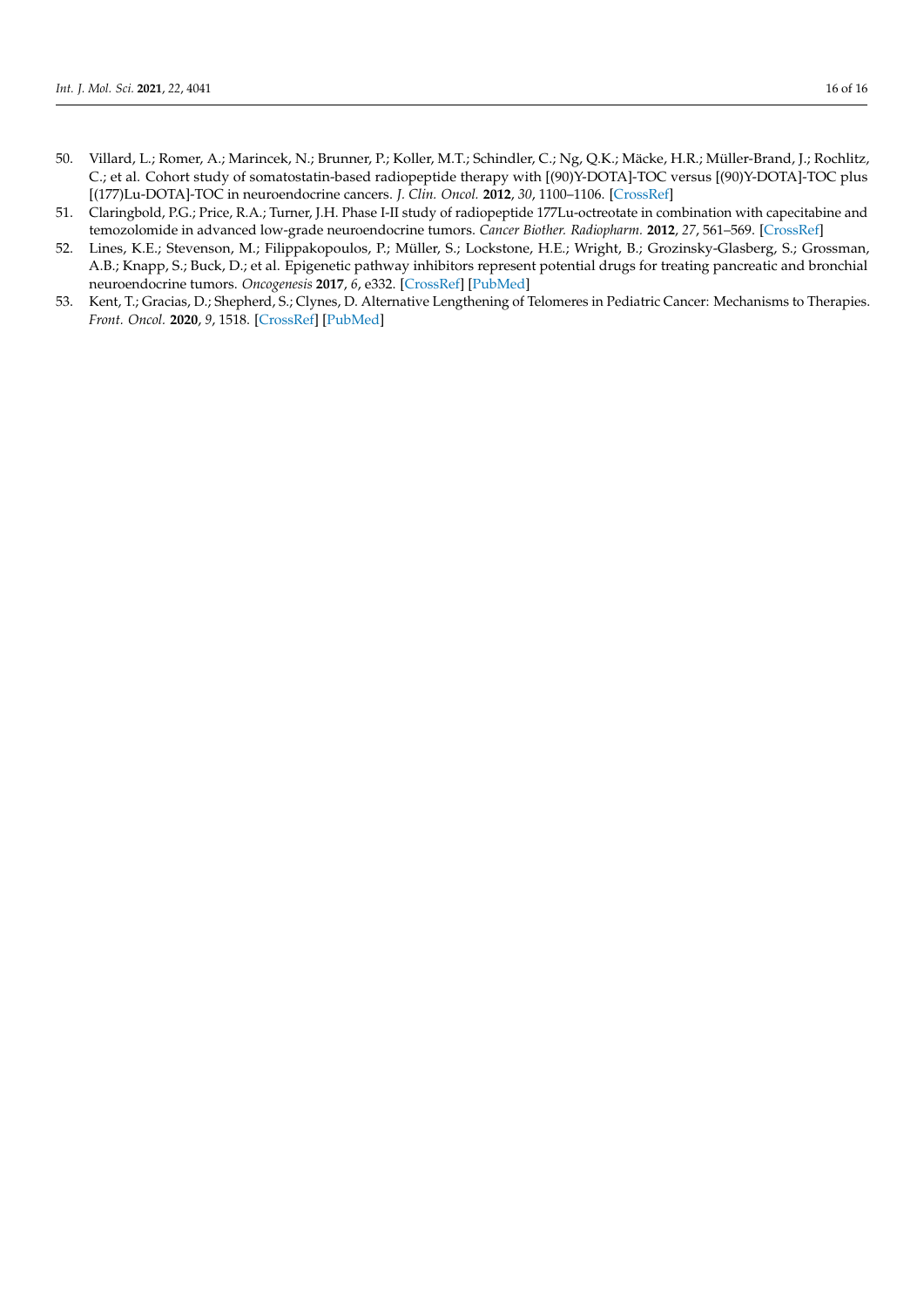50. Villard, L.; Romer, A.; Marincek, N.; Brunner, P.; Koller, M.T.; Schindler, C.; Ng, Q.K.; Mäcke, H.R.; Müller-Brand, J.; Rochlitz, C.; et al. Cohort study of somatostatin-based radiopeptide therapy with [(90)Y-DOTA]-TOC versus [(90)Y-DOTA]-TOC plus [(177)Lu-DOTA]-TOC in neuroendocrine cancers. *J. Clin. Oncol.* **2012**, *30*, 1100–1106. [CrossRef]
51. Claringbold, P.G.; Price, R.A.; Turner, J.H. Phase I-II study of radiopeptide 177Lu-octreotate in combination with capecitabine and temozolomide in advanced low-grade neuroendocrine tumors. *Cancer Biother. Radiopharm.* **2012**, *27*, 561–569. [CrossRef]
52. Lines, K.E.; Stevenson, M.; Filippakopoulos, P.; Müller, S.; Lockstone, H.E.; Wright, B.; Grozinsky-Glasberg, S.; Grossman, A.B.; Knapp, S.; Buck, D.; et al. Epigenetic pathway inhibitors represent potential drugs for treating pancreatic and bronchial neuroendocrine tumors. *Oncogenesis* **2017**, *6*, e332. [CrossRef] [PubMed]
53. Kent, T.; Gracias, D.; Shepherd, S.; Clynes, D. Alternative Lengthening of Telomeres in Pediatric Cancer: Mechanisms to Therapies. *Front. Oncol.* **2020**, *9*, 1518. [CrossRef] [PubMed]